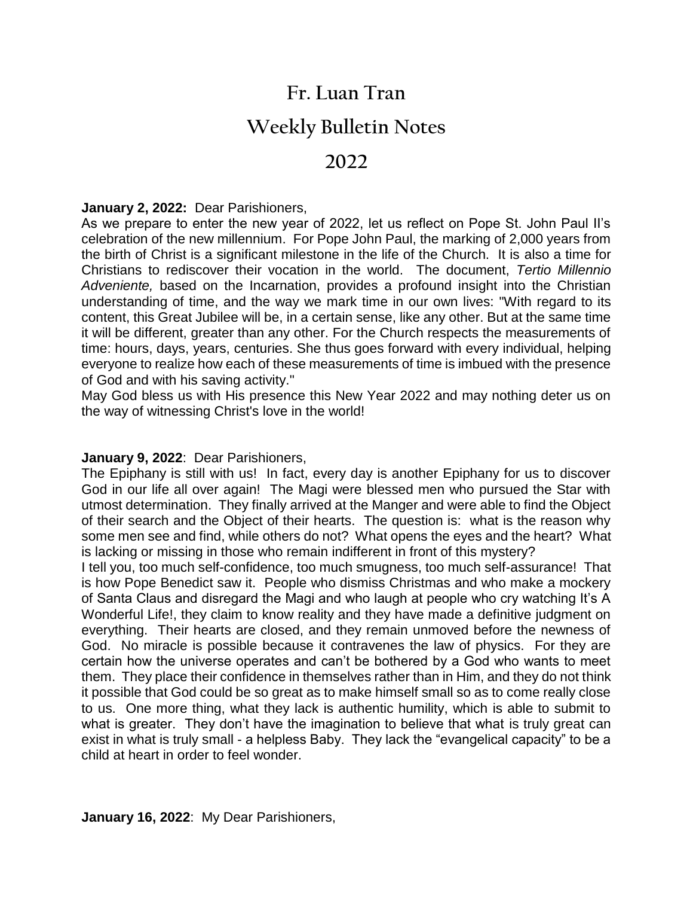# Fr. Luan Tran

# Weekly Bulletin Notes

# 2022

**January 2, 2022:** Dear Parishioners,

As we prepare to enter the new year of 2022, let us reflect on Pope St. John Paul II's celebration of the new millennium. For Pope John Paul, the marking of 2,000 years from the birth of Christ is a significant milestone in the life of the Church. It is also a time for Christians to rediscover their vocation in the world. The document, *Tertio Millennio Adveniente,* based on the Incarnation, provides a profound insight into the Christian understanding of time, and the way we mark time in our own lives: "With regard to its content, this Great Jubilee will be, in a certain sense, like any other. But at the same time it will be different, greater than any other. For the Church respects the measurements of time: hours, days, years, centuries. She thus goes forward with every individual, helping everyone to realize how each of these measurements of time is imbued with the presence of God and with his saving activity."

May God bless us with His presence this New Year 2022 and may nothing deter us on the way of witnessing Christ's love in the world!

**January 9, 2022**: Dear Parishioners,

The Epiphany is still with us! In fact, every day is another Epiphany for us to discover God in our life all over again! The Magi were blessed men who pursued the Star with utmost determination. They finally arrived at the Manger and were able to find the Object of their search and the Object of their hearts. The question is: what is the reason why some men see and find, while others do not? What opens the eyes and the heart? What is lacking or missing in those who remain indifferent in front of this mystery?

I tell you, too much self-confidence, too much smugness, too much self-assurance! That is how Pope Benedict saw it. People who dismiss Christmas and who make a mockery of Santa Claus and disregard the Magi and who laugh at people who cry watching It's A Wonderful Life!, they claim to know reality and they have made a definitive judgment on everything. Their hearts are closed, and they remain unmoved before the newness of God. No miracle is possible because it contravenes the law of physics. For they are certain how the universe operates and can't be bothered by a God who wants to meet them. They place their confidence in themselves rather than in Him, and they do not think it possible that God could be so great as to make himself small so as to come really close to us. One more thing, what they lack is authentic humility, which is able to submit to what is greater. They don't have the imagination to believe that what is truly great can exist in what is truly small - a helpless Baby. They lack the "evangelical capacity" to be a child at heart in order to feel wonder.

**January 16, 2022**: My Dear Parishioners,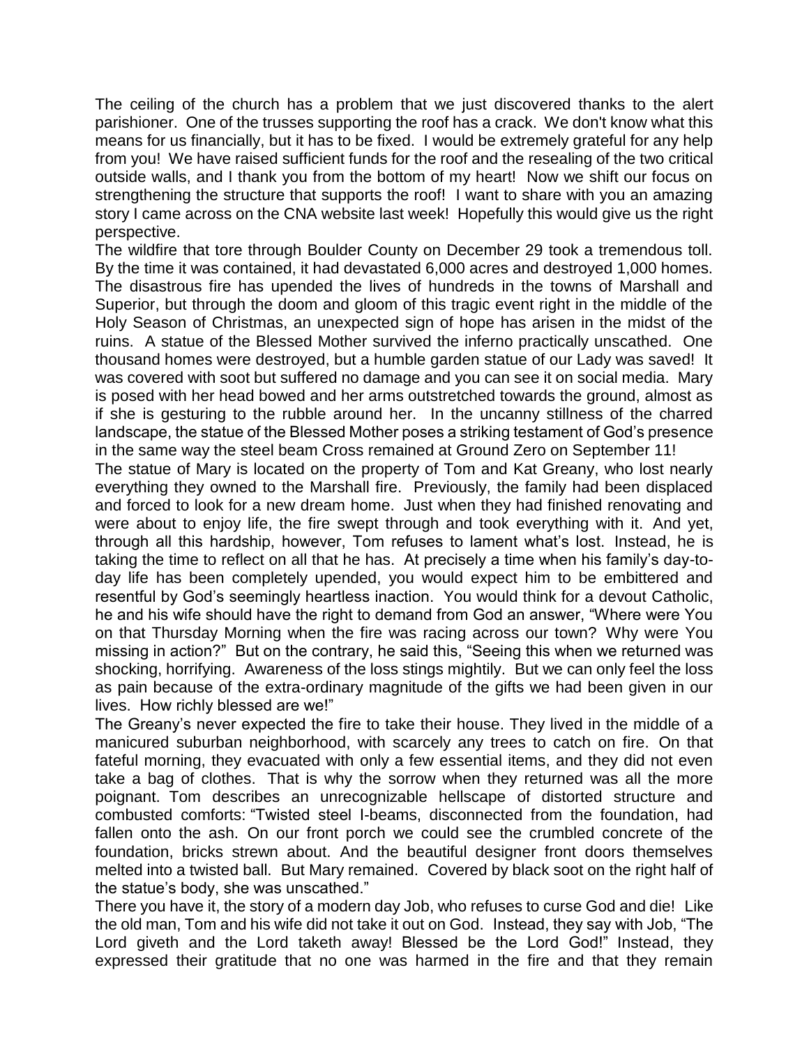The ceiling of the church has a problem that we just discovered thanks to the alert parishioner. One of the trusses supporting the roof has a crack. We don't know what this means for us financially, but it has to be fixed. I would be extremely grateful for any help from you! We have raised sufficient funds for the roof and the resealing of the two critical outside walls, and I thank you from the bottom of my heart! Now we shift our focus on strengthening the structure that supports the roof! I want to share with you an amazing story I came across on the CNA website last week! Hopefully this would give us the right perspective.

The wildfire that tore through Boulder County on December 29 took a tremendous toll. By the time it was contained, it had devastated 6,000 acres and destroyed 1,000 homes. The disastrous fire has upended the lives of hundreds in the towns of Marshall and Superior, but through the doom and gloom of this tragic event right in the middle of the Holy Season of Christmas, an unexpected sign of hope has arisen in the midst of the ruins. A statue of the Blessed Mother survived the inferno practically unscathed. One thousand homes were destroyed, but a humble garden statue of our Lady was saved! It was covered with soot but suffered no damage and you can see it on social media. Mary is posed with her head bowed and her arms outstretched towards the ground, almost as if she is gesturing to the rubble around her. In the uncanny stillness of the charred landscape, the statue of the Blessed Mother poses a striking testament of God's presence in the same way the steel beam Cross remained at Ground Zero on September 11!

The statue of Mary is located on the property of Tom and Kat Greany, who lost nearly everything they owned to the Marshall fire. Previously, the family had been displaced and forced to look for a new dream home. Just when they had finished renovating and were about to enjoy life, the fire swept through and took everything with it. And yet, through all this hardship, however, Tom refuses to lament what's lost. Instead, he is taking the time to reflect on all that he has. At precisely a time when his family's day-to-day life has been completely upended, you would expect him to be embittered and resentful by God's seemingly heartless inaction. You would think for a devout Catholic, he and his wife should have the right to demand from God an answer, "Where were You on that Thursday Morning when the fire was racing across our town? Why were You missing in action?" But on the contrary, he said this, "Seeing this when we returned was shocking, horrifying. Awareness of the loss stings mightily. But we can only feel the loss as pain because of the extra-ordinary magnitude of the gifts we had been given in our lives. How richly blessed are we!"

The Greany's never expected the fire to take their house. They lived in the middle of a manicured suburban neighborhood, with scarcely any trees to catch on fire. On that fateful morning, they evacuated with only a few essential items, and they did not even take a bag of clothes. That is why the sorrow when they returned was all the more poignant. Tom describes an unrecognizable hellscape of distorted structure and combusted comforts: "Twisted steel I-beams, disconnected from the foundation, had fallen onto the ash. On our front porch we could see the crumbled concrete of the foundation, bricks strewn about. And the beautiful designer front doors themselves melted into a twisted ball. But Mary remained. Covered by black soot on the right half of the statue's body, she was unscathed."

There you have it, the story of a modern day Job, who refuses to curse God and die! Like the old man, Tom and his wife did not take it out on God. Instead, they say with Job, "The Lord giveth and the Lord taketh away! Blessed be the Lord God!" Instead, they expressed their gratitude that no one was harmed in the fire and that they remain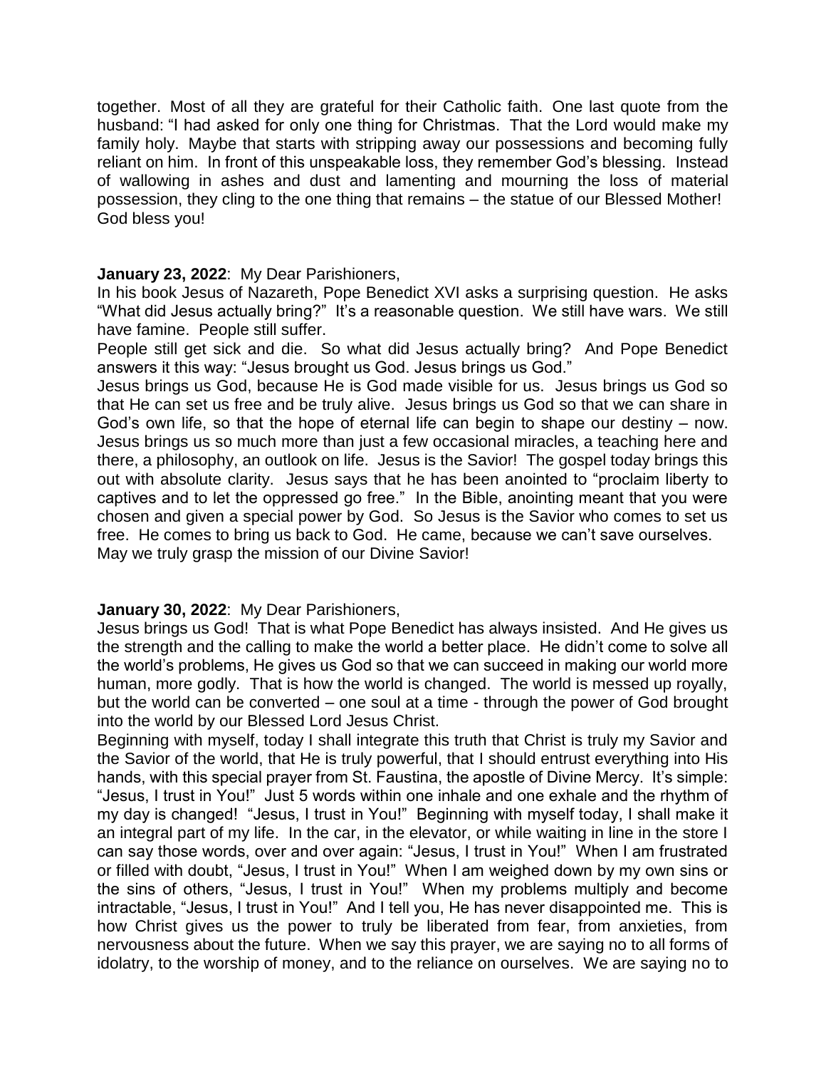together. Most of all they are grateful for their Catholic faith. One last quote from the husband: "I had asked for only one thing for Christmas. That the Lord would make my family holy. Maybe that starts with stripping away our possessions and becoming fully reliant on him. In front of this unspeakable loss, they remember God's blessing. Instead of wallowing in ashes and dust and lamenting and mourning the loss of material possession, they cling to the one thing that remains – the statue of our Blessed Mother! God bless you!

**January 23, 2022**: My Dear Parishioners,

In his book Jesus of Nazareth, Pope Benedict XVI asks a surprising question. He asks "What did Jesus actually bring?" It's a reasonable question. We still have wars. We still have famine. People still suffer.

People still get sick and die. So what did Jesus actually bring? And Pope Benedict answers it this way: "Jesus brought us God. Jesus brings us God."

Jesus brings us God, because He is God made visible for us. Jesus brings us God so that He can set us free and be truly alive. Jesus brings us God so that we can share in God's own life, so that the hope of eternal life can begin to shape our destiny – now. Jesus brings us so much more than just a few occasional miracles, a teaching here and there, a philosophy, an outlook on life. Jesus is the Savior! The gospel today brings this out with absolute clarity. Jesus says that he has been anointed to "proclaim liberty to captives and to let the oppressed go free." In the Bible, anointing meant that you were chosen and given a special power by God. So Jesus is the Savior who comes to set us free. He comes to bring us back to God. He came, because we can't save ourselves.

May we truly grasp the mission of our Divine Savior!

**January 30, 2022**: My Dear Parishioners,

Jesus brings us God! That is what Pope Benedict has always insisted. And He gives us the strength and the calling to make the world a better place. He didn't come to solve all the world's problems, He gives us God so that we can succeed in making our world more human, more godly. That is how the world is changed. The world is messed up royally, but the world can be converted – one soul at a time - through the power of God brought into the world by our Blessed Lord Jesus Christ.

Beginning with myself, today I shall integrate this truth that Christ is truly my Savior and the Savior of the world, that He is truly powerful, that I should entrust everything into His hands, with this special prayer from St. Faustina, the apostle of Divine Mercy. It's simple: "Jesus, I trust in You!" Just 5 words within one inhale and one exhale and the rhythm of my day is changed! "Jesus, I trust in You!" Beginning with myself today, I shall make it an integral part of my life. In the car, in the elevator, or while waiting in line in the store I can say those words, over and over again: "Jesus, I trust in You!" When I am frustrated or filled with doubt, "Jesus, I trust in You!" When I am weighed down by my own sins or the sins of others, "Jesus, I trust in You!" When my problems multiply and become intractable, "Jesus, I trust in You!" And I tell you, He has never disappointed me. This is how Christ gives us the power to truly be liberated from fear, from anxieties, from nervousness about the future. When we say this prayer, we are saying no to all forms of idolatry, to the worship of money, and to the reliance on ourselves. We are saying no to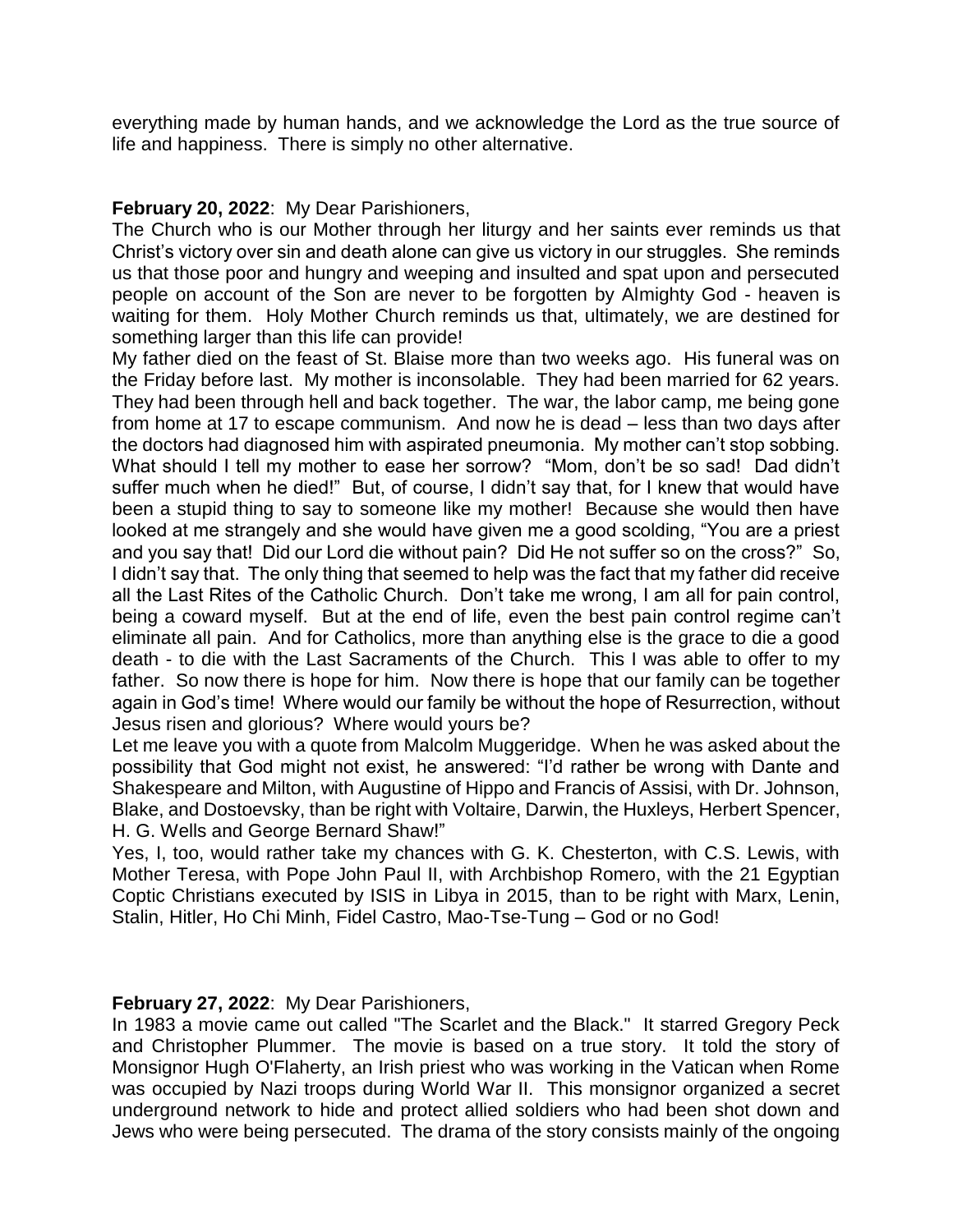everything made by human hands, and we acknowledge the Lord as the true source of life and happiness. There is simply no other alternative.

**February 20, 2022**: My Dear Parishioners,

The Church who is our Mother through her liturgy and her saints ever reminds us that Christ's victory over sin and death alone can give us victory in our struggles. She reminds us that those poor and hungry and weeping and insulted and spat upon and persecuted people on account of the Son are never to be forgotten by Almighty God - heaven is waiting for them. Holy Mother Church reminds us that, ultimately, we are destined for something larger than this life can provide!

My father died on the feast of St. Blaise more than two weeks ago. His funeral was on the Friday before last. My mother is inconsolable. They had been married for 62 years. They had been through hell and back together. The war, the labor camp, me being gone from home at 17 to escape communism. And now he is dead – less than two days after the doctors had diagnosed him with aspirated pneumonia. My mother can't stop sobbing. What should I tell my mother to ease her sorrow? "Mom, don't be so sad! Dad didn't suffer much when he died!" But, of course, I didn't say that, for I knew that would have been a stupid thing to say to someone like my mother! Because she would then have looked at me strangely and she would have given me a good scolding, "You are a priest and you say that! Did our Lord die without pain? Did He not suffer so on the cross?" So, I didn't say that. The only thing that seemed to help was the fact that my father did receive all the Last Rites of the Catholic Church. Don't take me wrong, I am all for pain control, being a coward myself. But at the end of life, even the best pain control regime can't eliminate all pain. And for Catholics, more than anything else is the grace to die a good death - to die with the Last Sacraments of the Church. This I was able to offer to my father. So now there is hope for him. Now there is hope that our family can be together again in God's time! Where would our family be without the hope of Resurrection, without Jesus risen and glorious? Where would yours be?

Let me leave you with a quote from Malcolm Muggeridge. When he was asked about the possibility that God might not exist, he answered: "I'd rather be wrong with Dante and Shakespeare and Milton, with Augustine of Hippo and Francis of Assisi, with Dr. Johnson, Blake, and Dostoevsky, than be right with Voltaire, Darwin, the Huxleys, Herbert Spencer, H. G. Wells and George Bernard Shaw!"

Yes, I, too, would rather take my chances with G. K. Chesterton, with C.S. Lewis, with Mother Teresa, with Pope John Paul II, with Archbishop Romero, with the 21 Egyptian Coptic Christians executed by ISIS in Libya in 2015, than to be right with Marx, Lenin, Stalin, Hitler, Ho Chi Minh, Fidel Castro, Mao-Tse-Tung – God or no God!

**February 27, 2022**: My Dear Parishioners,

In 1983 a movie came out called "The Scarlet and the Black." It starred Gregory Peck and Christopher Plummer. The movie is based on a true story. It told the story of Monsignor Hugh O'Flaherty, an Irish priest who was working in the Vatican when Rome was occupied by Nazi troops during World War II. This monsignor organized a secret underground network to hide and protect allied soldiers who had been shot down and Jews who were being persecuted. The drama of the story consists mainly of the ongoing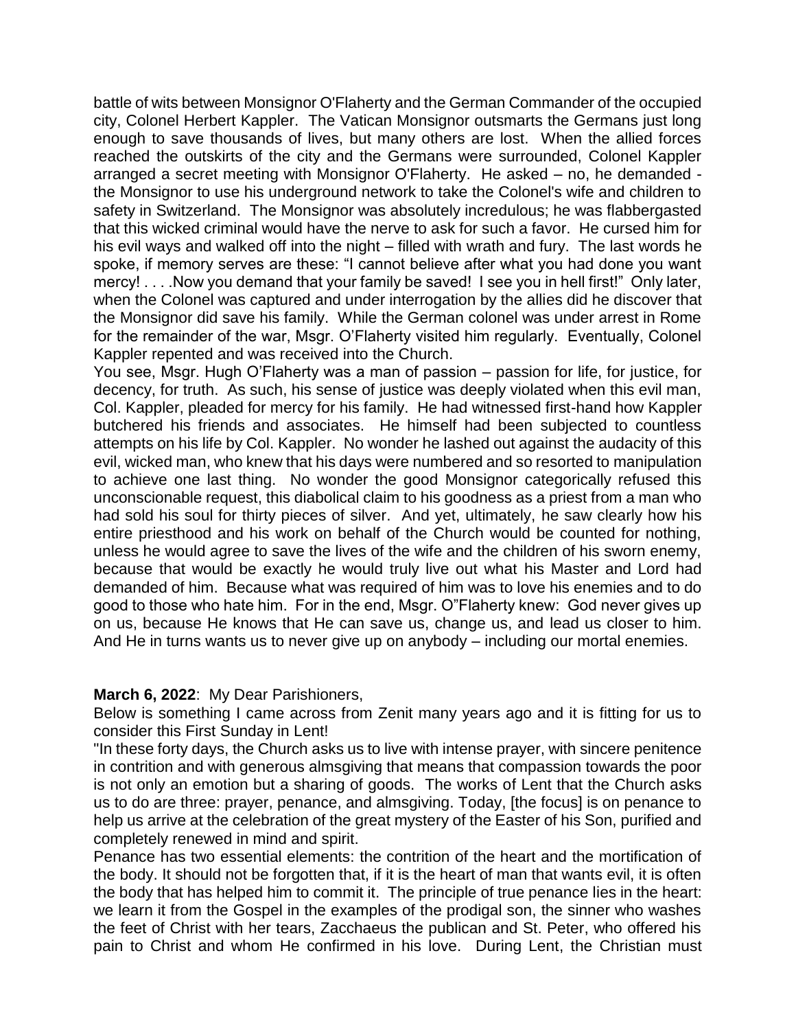battle of wits between Monsignor O'Flaherty and the German Commander of the occupied city, Colonel Herbert Kappler. The Vatican Monsignor outsmarts the Germans just long enough to save thousands of lives, but many others are lost. When the allied forces reached the outskirts of the city and the Germans were surrounded, Colonel Kappler arranged a secret meeting with Monsignor O'Flaherty. He asked – no, he demanded - the Monsignor to use his underground network to take the Colonel's wife and children to safety in Switzerland. The Monsignor was absolutely incredulous; he was flabbergasted that this wicked criminal would have the nerve to ask for such a favor. He cursed him for his evil ways and walked off into the night – filled with wrath and fury. The last words he spoke, if memory serves are these: "I cannot believe after what you had done you want mercy! . . . .Now you demand that your family be saved! I see you in hell first!" Only later, when the Colonel was captured and under interrogation by the allies did he discover that the Monsignor did save his family. While the German colonel was under arrest in Rome for the remainder of the war, Msgr. O'Flaherty visited him regularly. Eventually, Colonel Kappler repented and was received into the Church.

You see, Msgr. Hugh O'Flaherty was a man of passion – passion for life, for justice, for decency, for truth. As such, his sense of justice was deeply violated when this evil man, Col. Kappler, pleaded for mercy for his family. He had witnessed first-hand how Kappler butchered his friends and associates. He himself had been subjected to countless attempts on his life by Col. Kappler. No wonder he lashed out against the audacity of this evil, wicked man, who knew that his days were numbered and so resorted to manipulation to achieve one last thing. No wonder the good Monsignor categorically refused this unconscionable request, this diabolical claim to his goodness as a priest from a man who had sold his soul for thirty pieces of silver. And yet, ultimately, he saw clearly how his entire priesthood and his work on behalf of the Church would be counted for nothing, unless he would agree to save the lives of the wife and the children of his sworn enemy, because that would be exactly he would truly live out what his Master and Lord had demanded of him. Because what was required of him was to love his enemies and to do good to those who hate him. For in the end, Msgr. O"Flaherty knew: God never gives up on us, because He knows that He can save us, change us, and lead us closer to him. And He in turns wants us to never give up on anybody – including our mortal enemies.

**March 6, 2022**: My Dear Parishioners,

Below is something I came across from Zenit many years ago and it is fitting for us to consider this First Sunday in Lent!

"In these forty days, the Church asks us to live with intense prayer, with sincere penitence in contrition and with generous almsgiving that means that compassion towards the poor is not only an emotion but a sharing of goods. The works of Lent that the Church asks us to do are three: prayer, penance, and almsgiving. Today, [the focus] is on penance to help us arrive at the celebration of the great mystery of the Easter of his Son, purified and completely renewed in mind and spirit.

Penance has two essential elements: the contrition of the heart and the mortification of the body. It should not be forgotten that, if it is the heart of man that wants evil, it is often the body that has helped him to commit it. The principle of true penance lies in the heart: we learn it from the Gospel in the examples of the prodigal son, the sinner who washes the feet of Christ with her tears, Zacchaeus the publican and St. Peter, who offered his pain to Christ and whom He confirmed in his love. During Lent, the Christian must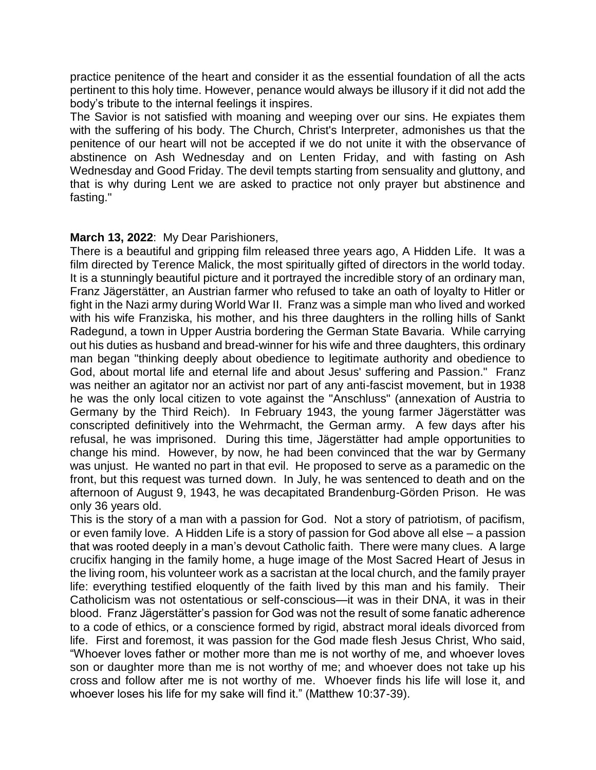practice penitence of the heart and consider it as the essential foundation of all the acts pertinent to this holy time. However, penance would always be illusory if it did not add the body's tribute to the internal feelings it inspires.

The Savior is not satisfied with moaning and weeping over our sins. He expiates them with the suffering of his body. The Church, Christ's Interpreter, admonishes us that the penitence of our heart will not be accepted if we do not unite it with the observance of abstinence on Ash Wednesday and on Lenten Friday, and with fasting on Ash Wednesday and Good Friday. The devil tempts starting from sensuality and gluttony, and that is why during Lent we are asked to practice not only prayer but abstinence and fasting."

**March 13, 2022**: My Dear Parishioners,

There is a beautiful and gripping film released three years ago, A Hidden Life. It was a film directed by Terence Malick, the most spiritually gifted of directors in the world today. It is a stunningly beautiful picture and it portrayed the incredible story of an ordinary man, Franz Jägerstätter, an Austrian farmer who refused to take an oath of loyalty to Hitler or fight in the Nazi army during World War II. Franz was a simple man who lived and worked with his wife Franziska, his mother, and his three daughters in the rolling hills of Sankt Radegund, a town in Upper Austria bordering the German State Bavaria. While carrying out his duties as husband and bread-winner for his wife and three daughters, this ordinary man began "thinking deeply about obedience to legitimate authority and obedience to God, about mortal life and eternal life and about Jesus' suffering and Passion." Franz was neither an agitator nor an activist nor part of any anti-fascist movement, but in 1938 he was the only local citizen to vote against the "Anschluss" (annexation of Austria to Germany by the Third Reich). In February 1943, the young farmer Jägerstätter was conscripted definitively into the Wehrmacht, the German army. A few days after his refusal, he was imprisoned. During this time, Jägerstätter had ample opportunities to change his mind. However, by now, he had been convinced that the war by Germany was unjust. He wanted no part in that evil. He proposed to serve as a paramedic on the front, but this request was turned down. In July, he was sentenced to death and on the afternoon of August 9, 1943, he was decapitated Brandenburg-Görden Prison. He was only 36 years old.

This is the story of a man with a passion for God. Not a story of patriotism, of pacifism, or even family love. A Hidden Life is a story of passion for God above all else – a passion that was rooted deeply in a man's devout Catholic faith. There were many clues. A large crucifix hanging in the family home, a huge image of the Most Sacred Heart of Jesus in the living room, his volunteer work as a sacristan at the local church, and the family prayer life: everything testified eloquently of the faith lived by this man and his family. Their Catholicism was not ostentatious or self-conscious—it was in their DNA, it was in their blood. Franz Jägerstätter's passion for God was not the result of some fanatic adherence to a code of ethics, or a conscience formed by rigid, abstract moral ideals divorced from life. First and foremost, it was passion for the God made flesh Jesus Christ, Who said, "Whoever loves father or mother more than me is not worthy of me, and whoever loves son or daughter more than me is not worthy of me; and whoever does not take up his cross and follow after me is not worthy of me. Whoever finds his life will lose it, and whoever loses his life for my sake will find it." (Matthew 10:37-39).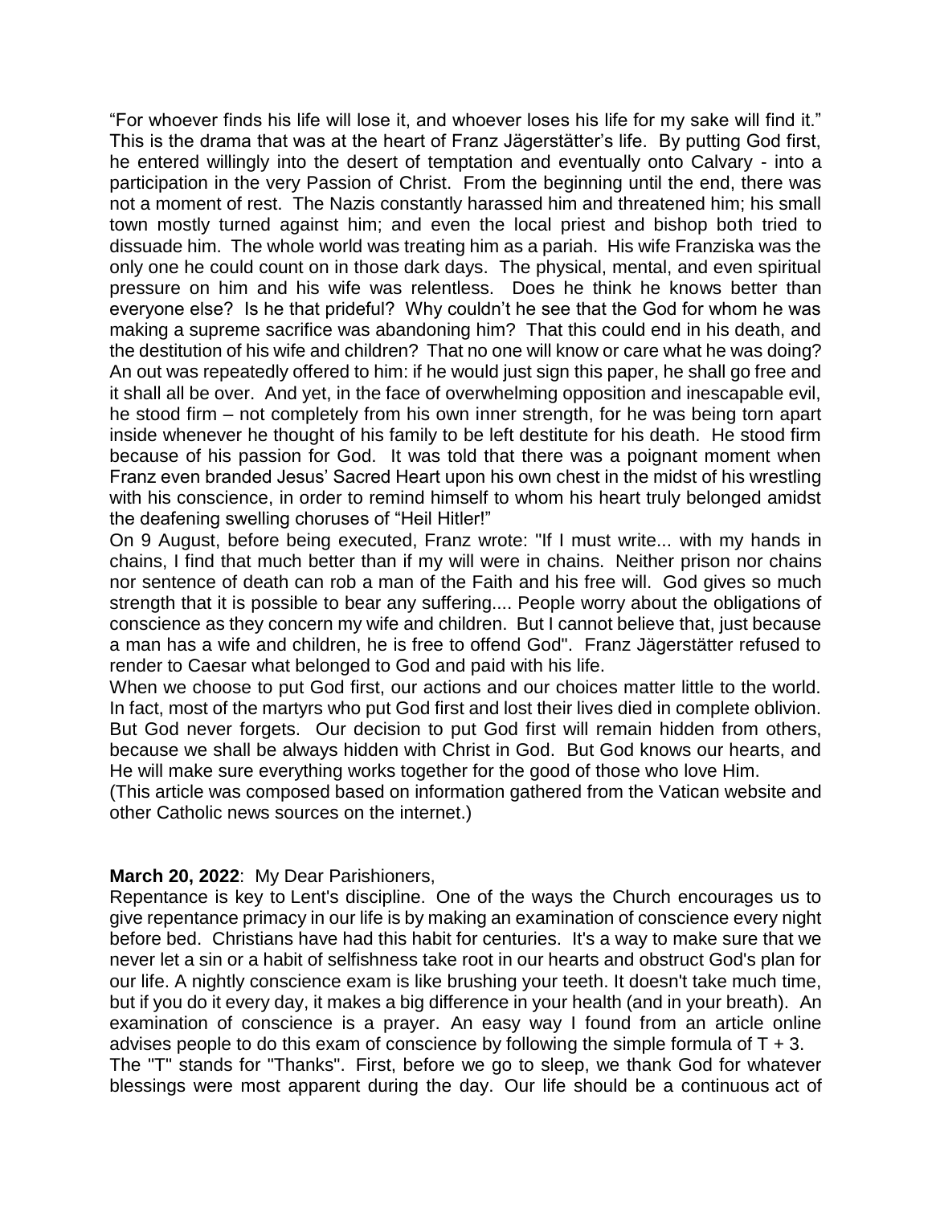"For whoever finds his life will lose it, and whoever loses his life for my sake will find it." This is the drama that was at the heart of Franz Jägerstätter's life. By putting God first, he entered willingly into the desert of temptation and eventually onto Calvary - into a participation in the very Passion of Christ. From the beginning until the end, there was not a moment of rest. The Nazis constantly harassed him and threatened him; his small town mostly turned against him; and even the local priest and bishop both tried to dissuade him. The whole world was treating him as a pariah. His wife Franziska was the only one he could count on in those dark days. The physical, mental, and even spiritual pressure on him and his wife was relentless. Does he think he knows better than everyone else? Is he that prideful? Why couldn't he see that the God for whom he was making a supreme sacrifice was abandoning him? That this could end in his death, and the destitution of his wife and children? That no one will know or care what he was doing? An out was repeatedly offered to him: if he would just sign this paper, he shall go free and it shall all be over. And yet, in the face of overwhelming opposition and inescapable evil, he stood firm – not completely from his own inner strength, for he was being torn apart inside whenever he thought of his family to be left destitute for his death. He stood firm because of his passion for God. It was told that there was a poignant moment when Franz even branded Jesus' Sacred Heart upon his own chest in the midst of his wrestling with his conscience, in order to remind himself to whom his heart truly belonged amidst the deafening swelling choruses of "Heil Hitler!"

On 9 August, before being executed, Franz wrote: "If I must write... with my hands in chains, I find that much better than if my will were in chains. Neither prison nor chains nor sentence of death can rob a man of the Faith and his free will. God gives so much strength that it is possible to bear any suffering.... People worry about the obligations of conscience as they concern my wife and children. But I cannot believe that, just because a man has a wife and children, he is free to offend God". Franz Jägerstätter refused to render to Caesar what belonged to God and paid with his life.

When we choose to put God first, our actions and our choices matter little to the world. In fact, most of the martyrs who put God first and lost their lives died in complete oblivion. But God never forgets. Our decision to put God first will remain hidden from others, because we shall be always hidden with Christ in God. But God knows our hearts, and He will make sure everything works together for the good of those who love Him.

(This article was composed based on information gathered from the Vatican website and other Catholic news sources on the internet.)

**March 20, 2022**: My Dear Parishioners,

Repentance is key to Lent's discipline. One of the ways the Church encourages us to give repentance primacy in our life is by making an examination of conscience every night before bed. Christians have had this habit for centuries. It's a way to make sure that we never let a sin or a habit of selfishness take root in our hearts and obstruct God's plan for our life. A nightly conscience exam is like brushing your teeth. It doesn't take much time, but if you do it every day, it makes a big difference in your health (and in your breath). An examination of conscience is a prayer. An easy way I found from an article online advises people to do this exam of conscience by following the simple formula of T + 3.

The "T" stands for "Thanks". First, before we go to sleep, we thank God for whatever blessings were most apparent during the day. Our life should be a continuous act of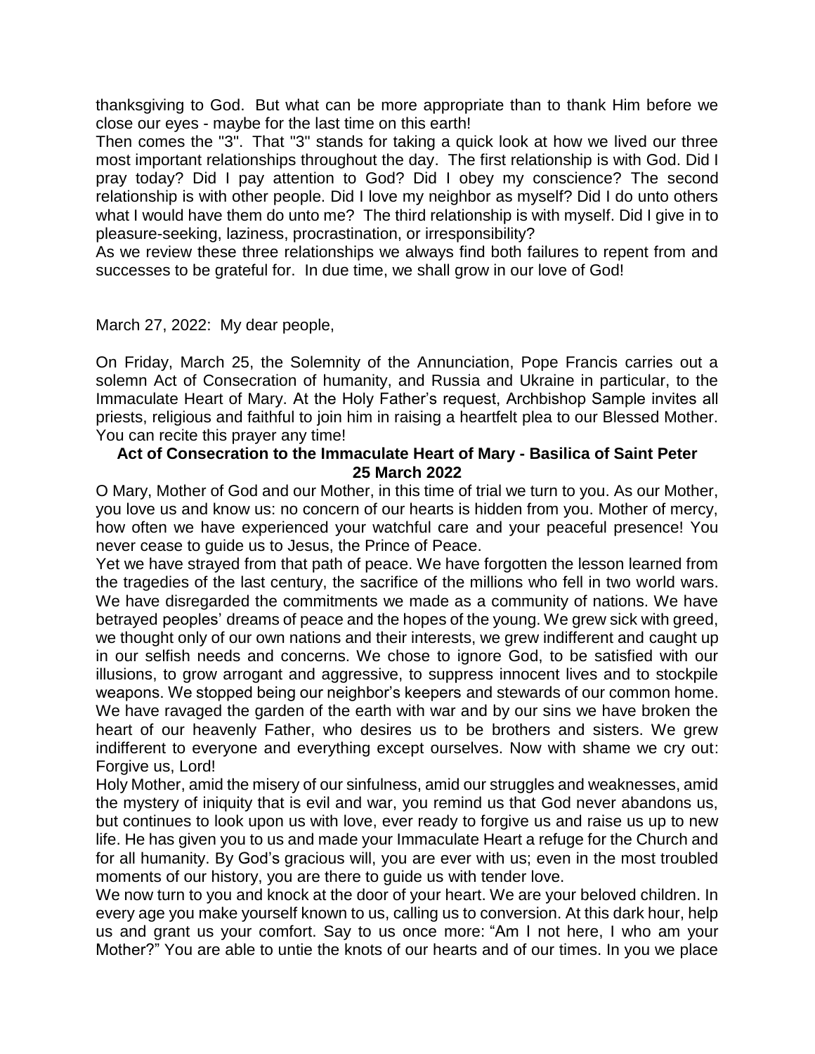thanksgiving to God. But what can be more appropriate than to thank Him before we close our eyes - maybe for the last time on this earth!

Then comes the "3". That "3" stands for taking a quick look at how we lived our three most important relationships throughout the day. The first relationship is with God. Did I pray today? Did I pay attention to God? Did I obey my conscience? The second relationship is with other people. Did I love my neighbor as myself? Did I do unto others what I would have them do unto me? The third relationship is with myself. Did I give in to pleasure-seeking, laziness, procrastination, or irresponsibility?

As we review these three relationships we always find both failures to repent from and successes to be grateful for. In due time, we shall grow in our love of God!

March 27, 2022: My dear people,

On Friday, March 25, the Solemnity of the Annunciation, Pope Francis carries out a solemn Act of Consecration of humanity, and Russia and Ukraine in particular, to the Immaculate Heart of Mary. At the Holy Father's request, Archbishop Sample invites all priests, religious and faithful to join him in raising a heartfelt plea to our Blessed Mother. You can recite this prayer any time!

**Act of Consecration to the Immaculate Heart of Mary - Basilica of Saint Peter 25 March 2022**

O Mary, Mother of God and our Mother, in this time of trial we turn to you. As our Mother, you love us and know us: no concern of our hearts is hidden from you. Mother of mercy, how often we have experienced your watchful care and your peaceful presence! You never cease to guide us to Jesus, the Prince of Peace.

Yet we have strayed from that path of peace. We have forgotten the lesson learned from the tragedies of the last century, the sacrifice of the millions who fell in two world wars. We have disregarded the commitments we made as a community of nations. We have betrayed peoples' dreams of peace and the hopes of the young. We grew sick with greed, we thought only of our own nations and their interests, we grew indifferent and caught up in our selfish needs and concerns. We chose to ignore God, to be satisfied with our illusions, to grow arrogant and aggressive, to suppress innocent lives and to stockpile weapons. We stopped being our neighbor's keepers and stewards of our common home. We have ravaged the garden of the earth with war and by our sins we have broken the heart of our heavenly Father, who desires us to be brothers and sisters. We grew indifferent to everyone and everything except ourselves. Now with shame we cry out: Forgive us, Lord!

Holy Mother, amid the misery of our sinfulness, amid our struggles and weaknesses, amid the mystery of iniquity that is evil and war, you remind us that God never abandons us, but continues to look upon us with love, ever ready to forgive us and raise us up to new life. He has given you to us and made your Immaculate Heart a refuge for the Church and for all humanity. By God's gracious will, you are ever with us; even in the most troubled moments of our history, you are there to guide us with tender love.

We now turn to you and knock at the door of your heart. We are your beloved children. In every age you make yourself known to us, calling us to conversion. At this dark hour, help us and grant us your comfort. Say to us once more: "Am I not here, I who am your Mother?" You are able to untie the knots of our hearts and of our times. In you we place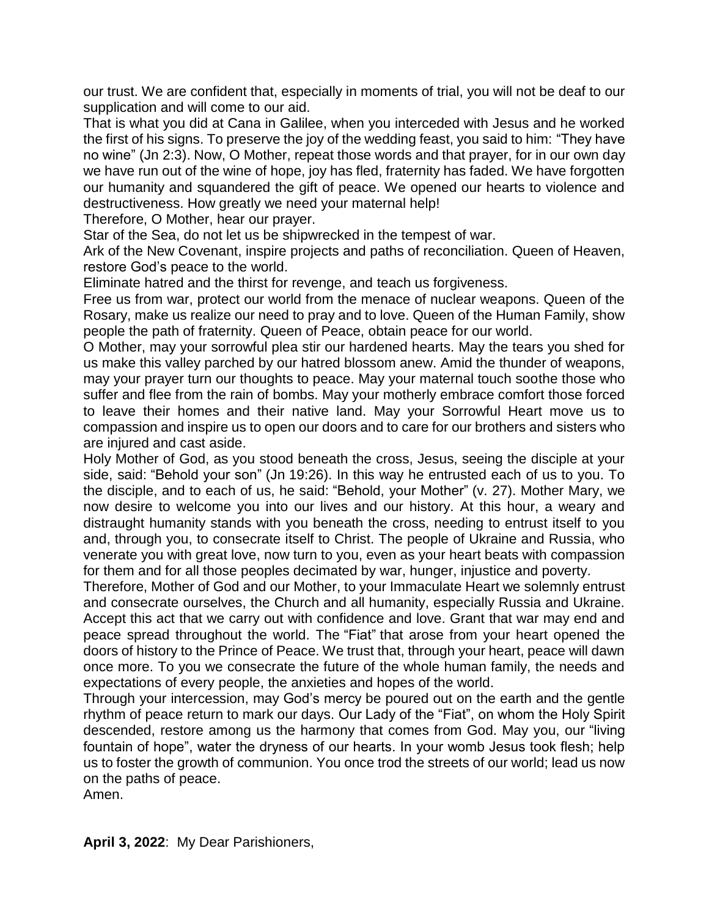our trust. We are confident that, especially in moments of trial, you will not be deaf to our supplication and will come to our aid.

That is what you did at Cana in Galilee, when you interceded with Jesus and he worked the first of his signs. To preserve the joy of the wedding feast, you said to him: "They have no wine" (Jn 2:3). Now, O Mother, repeat those words and that prayer, for in our own day we have run out of the wine of hope, joy has fled, fraternity has faded. We have forgotten our humanity and squandered the gift of peace. We opened our hearts to violence and destructiveness. How greatly we need your maternal help!

Therefore, O Mother, hear our prayer.

Star of the Sea, do not let us be shipwrecked in the tempest of war.

Ark of the New Covenant, inspire projects and paths of reconciliation. Queen of Heaven, restore God's peace to the world.

Eliminate hatred and the thirst for revenge, and teach us forgiveness.

Free us from war, protect our world from the menace of nuclear weapons. Queen of the Rosary, make us realize our need to pray and to love. Queen of the Human Family, show people the path of fraternity. Queen of Peace, obtain peace for our world.

O Mother, may your sorrowful plea stir our hardened hearts. May the tears you shed for us make this valley parched by our hatred blossom anew. Amid the thunder of weapons, may your prayer turn our thoughts to peace. May your maternal touch soothe those who suffer and flee from the rain of bombs. May your motherly embrace comfort those forced to leave their homes and their native land. May your Sorrowful Heart move us to compassion and inspire us to open our doors and to care for our brothers and sisters who are injured and cast aside.

Holy Mother of God, as you stood beneath the cross, Jesus, seeing the disciple at your side, said: "Behold your son" (Jn 19:26). In this way he entrusted each of us to you. To the disciple, and to each of us, he said: "Behold, your Mother" (v. 27). Mother Mary, we now desire to welcome you into our lives and our history. At this hour, a weary and distraught humanity stands with you beneath the cross, needing to entrust itself to you and, through you, to consecrate itself to Christ. The people of Ukraine and Russia, who venerate you with great love, now turn to you, even as your heart beats with compassion for them and for all those peoples decimated by war, hunger, injustice and poverty.

Therefore, Mother of God and our Mother, to your Immaculate Heart we solemnly entrust and consecrate ourselves, the Church and all humanity, especially Russia and Ukraine. Accept this act that we carry out with confidence and love. Grant that war may end and peace spread throughout the world. The "Fiat" that arose from your heart opened the doors of history to the Prince of Peace. We trust that, through your heart, peace will dawn once more. To you we consecrate the future of the whole human family, the needs and expectations of every people, the anxieties and hopes of the world.

Through your intercession, may God's mercy be poured out on the earth and the gentle rhythm of peace return to mark our days. Our Lady of the "Fiat", on whom the Holy Spirit descended, restore among us the harmony that comes from God. May you, our "living fountain of hope", water the dryness of our hearts. In your womb Jesus took flesh; help us to foster the growth of communion. You once trod the streets of our world; lead us now on the paths of peace.

Amen.

**April 3, 2022**: My Dear Parishioners,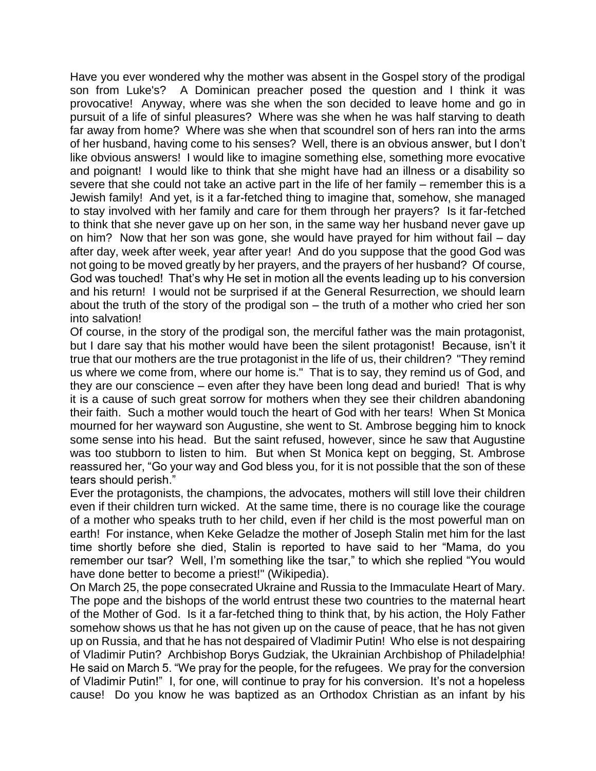Have you ever wondered why the mother was absent in the Gospel story of the prodigal son from Luke's? A Dominican preacher posed the question and I think it was provocative! Anyway, where was she when the son decided to leave home and go in pursuit of a life of sinful pleasures? Where was she when he was half starving to death far away from home? Where was she when that scoundrel son of hers ran into the arms of her husband, having come to his senses? Well, there is an obvious answer, but I don't like obvious answers! I would like to imagine something else, something more evocative and poignant! I would like to think that she might have had an illness or a disability so severe that she could not take an active part in the life of her family – remember this is a Jewish family! And yet, is it a far-fetched thing to imagine that, somehow, she managed to stay involved with her family and care for them through her prayers? Is it far-fetched to think that she never gave up on her son, in the same way her husband never gave up on him? Now that her son was gone, she would have prayed for him without fail – day after day, week after week, year after year! And do you suppose that the good God was not going to be moved greatly by her prayers, and the prayers of her husband? Of course, God was touched! That's why He set in motion all the events leading up to his conversion and his return! I would not be surprised if at the General Resurrection, we should learn about the truth of the story of the prodigal son – the truth of a mother who cried her son into salvation!

Of course, in the story of the prodigal son, the merciful father was the main protagonist, but I dare say that his mother would have been the silent protagonist! Because, isn't it true that our mothers are the true protagonist in the life of us, their children? "They remind us where we come from, where our home is." That is to say, they remind us of God, and they are our conscience – even after they have been long dead and buried! That is why it is a cause of such great sorrow for mothers when they see their children abandoning their faith. Such a mother would touch the heart of God with her tears! When St Monica mourned for her wayward son Augustine, she went to St. Ambrose begging him to knock some sense into his head. But the saint refused, however, since he saw that Augustine was too stubborn to listen to him. But when St Monica kept on begging, St. Ambrose reassured her, "Go your way and God bless you, for it is not possible that the son of these tears should perish."

Ever the protagonists, the champions, the advocates, mothers will still love their children even if their children turn wicked. At the same time, there is no courage like the courage of a mother who speaks truth to her child, even if her child is the most powerful man on earth! For instance, when Keke Geladze the mother of Joseph Stalin met him for the last time shortly before she died, Stalin is reported to have said to her "Mama, do you remember our tsar? Well, I'm something like the tsar," to which she replied "You would have done better to become a priest!" (Wikipedia).

On March 25, the pope consecrated Ukraine and Russia to the Immaculate Heart of Mary. The pope and the bishops of the world entrust these two countries to the maternal heart of the Mother of God. Is it a far-fetched thing to think that, by his action, the Holy Father somehow shows us that he has not given up on the cause of peace, that he has not given up on Russia, and that he has not despaired of Vladimir Putin! Who else is not despairing of Vladimir Putin? Archbishop Borys Gudziak, the Ukrainian Archbishop of Philadelphia! He said on March 5. "We pray for the people, for the refugees. We pray for the conversion of Vladimir Putin!" I, for one, will continue to pray for his conversion. It's not a hopeless cause! Do you know he was baptized as an Orthodox Christian as an infant by his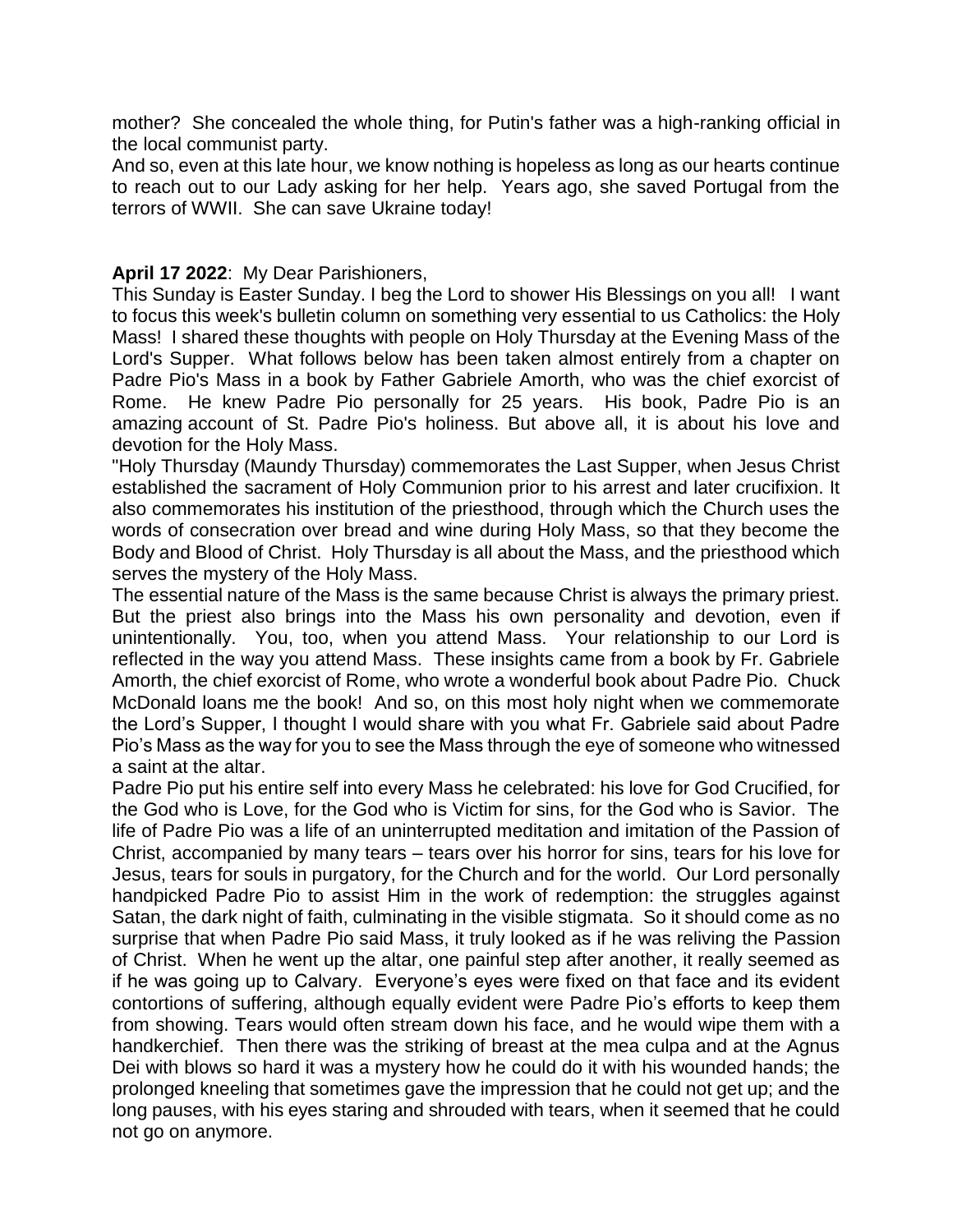mother? She concealed the whole thing, for Putin's father was a high-ranking official in the local communist party.

And so, even at this late hour, we know nothing is hopeless as long as our hearts continue to reach out to our Lady asking for her help. Years ago, she saved Portugal from the terrors of WWII. She can save Ukraine today!

**April 17 2022**: My Dear Parishioners,

This Sunday is Easter Sunday. I beg the Lord to shower His Blessings on you all! I want to focus this week's bulletin column on something very essential to us Catholics: the Holy Mass! I shared these thoughts with people on Holy Thursday at the Evening Mass of the Lord's Supper. What follows below has been taken almost entirely from a chapter on Padre Pio's Mass in a book by Father Gabriele Amorth, who was the chief exorcist of Rome. He knew Padre Pio personally for 25 years. His book, Padre Pio is an amazing account of St. Padre Pio's holiness. But above all, it is about his love and devotion for the Holy Mass.

"Holy Thursday (Maundy Thursday) commemorates the Last Supper, when Jesus Christ established the sacrament of Holy Communion prior to his arrest and later crucifixion. It also commemorates his institution of the priesthood, through which the Church uses the words of consecration over bread and wine during Holy Mass, so that they become the Body and Blood of Christ. Holy Thursday is all about the Mass, and the priesthood which serves the mystery of the Holy Mass.

The essential nature of the Mass is the same because Christ is always the primary priest. But the priest also brings into the Mass his own personality and devotion, even if unintentionally. You, too, when you attend Mass. Your relationship to our Lord is reflected in the way you attend Mass. These insights came from a book by Fr. Gabriele Amorth, the chief exorcist of Rome, who wrote a wonderful book about Padre Pio. Chuck McDonald loans me the book! And so, on this most holy night when we commemorate the Lord's Supper, I thought I would share with you what Fr. Gabriele said about Padre Pio's Mass as the way for you to see the Mass through the eye of someone who witnessed a saint at the altar.

Padre Pio put his entire self into every Mass he celebrated: his love for God Crucified, for the God who is Love, for the God who is Victim for sins, for the God who is Savior. The life of Padre Pio was a life of an uninterrupted meditation and imitation of the Passion of Christ, accompanied by many tears – tears over his horror for sins, tears for his love for Jesus, tears for souls in purgatory, for the Church and for the world. Our Lord personally handpicked Padre Pio to assist Him in the work of redemption: the struggles against Satan, the dark night of faith, culminating in the visible stigmata. So it should come as no surprise that when Padre Pio said Mass, it truly looked as if he was reliving the Passion of Christ. When he went up the altar, one painful step after another, it really seemed as if he was going up to Calvary. Everyone's eyes were fixed on that face and its evident contortions of suffering, although equally evident were Padre Pio's efforts to keep them from showing. Tears would often stream down his face, and he would wipe them with a handkerchief. Then there was the striking of breast at the mea culpa and at the Agnus Dei with blows so hard it was a mystery how he could do it with his wounded hands; the prolonged kneeling that sometimes gave the impression that he could not get up; and the long pauses, with his eyes staring and shrouded with tears, when it seemed that he could not go on anymore.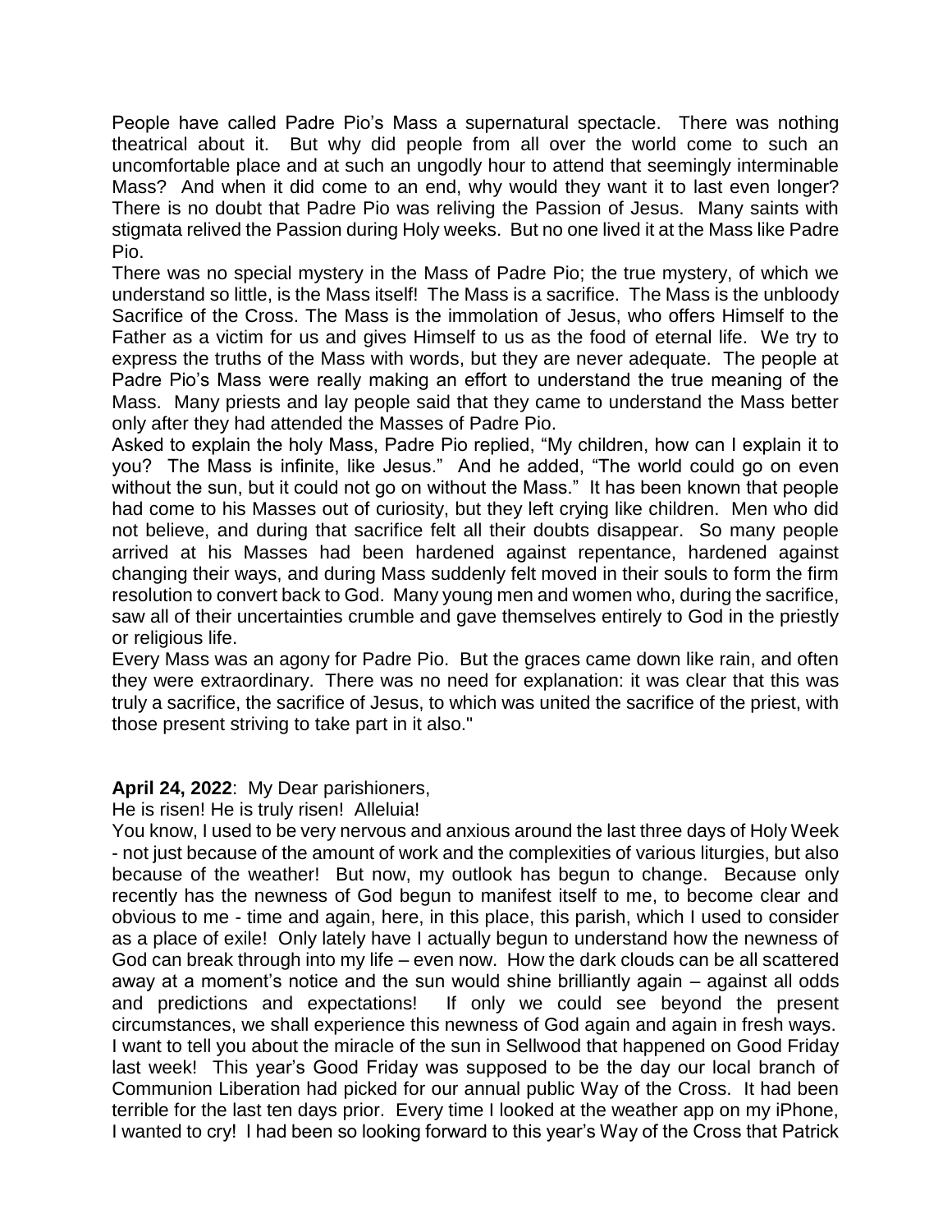People have called Padre Pio's Mass a supernatural spectacle. There was nothing theatrical about it. But why did people from all over the world come to such an uncomfortable place and at such an ungodly hour to attend that seemingly interminable Mass? And when it did come to an end, why would they want it to last even longer? There is no doubt that Padre Pio was reliving the Passion of Jesus. Many saints with stigmata relived the Passion during Holy weeks. But no one lived it at the Mass like Padre Pio.

There was no special mystery in the Mass of Padre Pio; the true mystery, of which we understand so little, is the Mass itself! The Mass is a sacrifice. The Mass is the unbloody Sacrifice of the Cross. The Mass is the immolation of Jesus, who offers Himself to the Father as a victim for us and gives Himself to us as the food of eternal life. We try to express the truths of the Mass with words, but they are never adequate. The people at Padre Pio's Mass were really making an effort to understand the true meaning of the Mass. Many priests and lay people said that they came to understand the Mass better only after they had attended the Masses of Padre Pio.

Asked to explain the holy Mass, Padre Pio replied, "My children, how can I explain it to you? The Mass is infinite, like Jesus." And he added, "The world could go on even without the sun, but it could not go on without the Mass." It has been known that people had come to his Masses out of curiosity, but they left crying like children. Men who did not believe, and during that sacrifice felt all their doubts disappear. So many people arrived at his Masses had been hardened against repentance, hardened against changing their ways, and during Mass suddenly felt moved in their souls to form the firm resolution to convert back to God. Many young men and women who, during the sacrifice, saw all of their uncertainties crumble and gave themselves entirely to God in the priestly or religious life.

Every Mass was an agony for Padre Pio. But the graces came down like rain, and often they were extraordinary. There was no need for explanation: it was clear that this was truly a sacrifice, the sacrifice of Jesus, to which was united the sacrifice of the priest, with those present striving to take part in it also."

**April 24, 2022**: My Dear parishioners,

He is risen! He is truly risen! Alleluia!

You know, I used to be very nervous and anxious around the last three days of Holy Week - not just because of the amount of work and the complexities of various liturgies, but also because of the weather! But now, my outlook has begun to change. Because only recently has the newness of God begun to manifest itself to me, to become clear and obvious to me - time and again, here, in this place, this parish, which I used to consider as a place of exile! Only lately have I actually begun to understand how the newness of God can break through into my life – even now. How the dark clouds can be all scattered away at a moment's notice and the sun would shine brilliantly again – against all odds and predictions and expectations! If only we could see beyond the present circumstances, we shall experience this newness of God again and again in fresh ways.

I want to tell you about the miracle of the sun in Sellwood that happened on Good Friday last week! This year's Good Friday was supposed to be the day our local branch of Communion Liberation had picked for our annual public Way of the Cross. It had been terrible for the last ten days prior. Every time I looked at the weather app on my iPhone, I wanted to cry! I had been so looking forward to this year's Way of the Cross that Patrick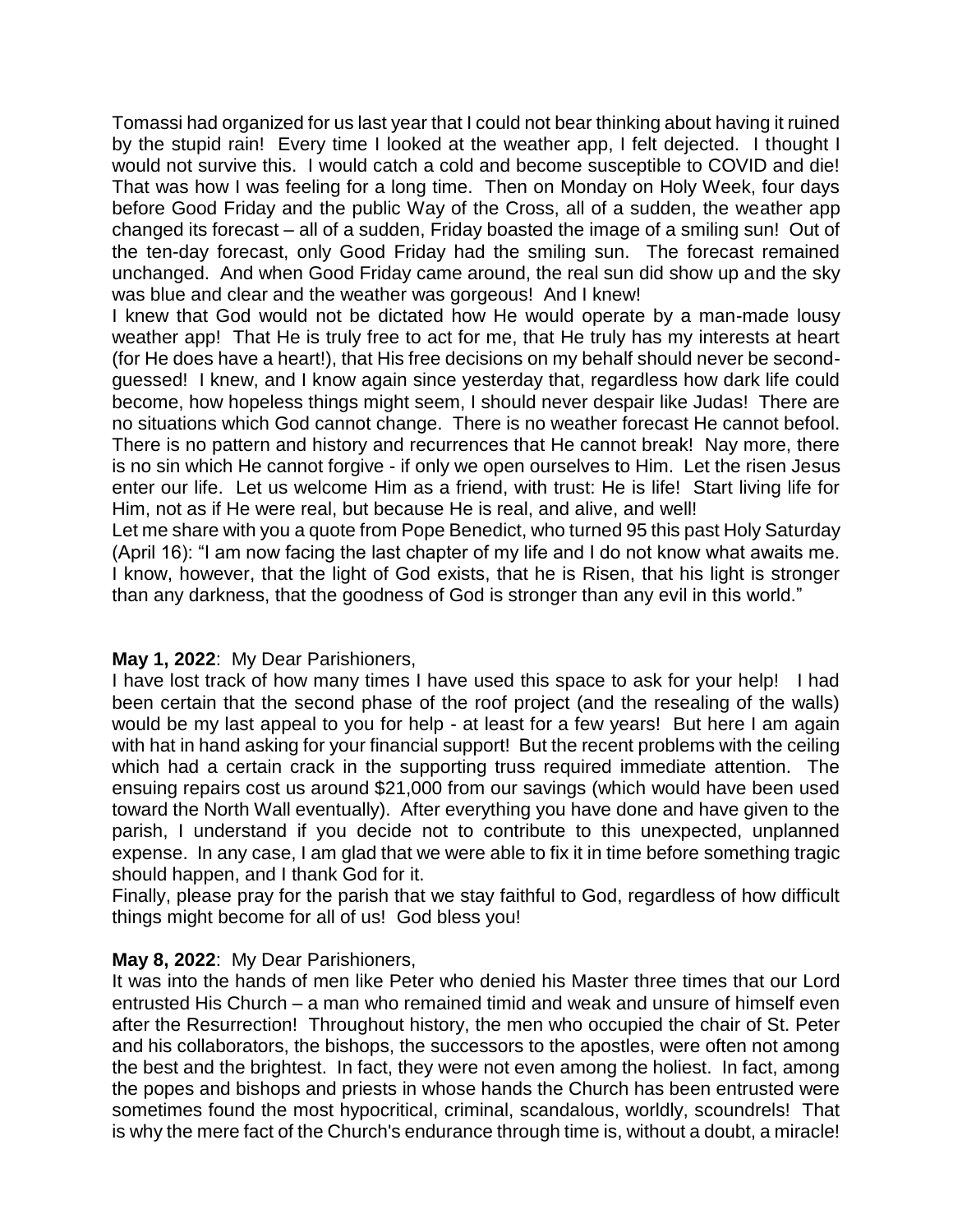Tomassi had organized for us last year that I could not bear thinking about having it ruined by the stupid rain! Every time I looked at the weather app, I felt dejected. I thought I would not survive this. I would catch a cold and become susceptible to COVID and die! That was how I was feeling for a long time. Then on Monday on Holy Week, four days before Good Friday and the public Way of the Cross, all of a sudden, the weather app changed its forecast – all of a sudden, Friday boasted the image of a smiling sun! Out of the ten-day forecast, only Good Friday had the smiling sun. The forecast remained unchanged. And when Good Friday came around, the real sun did show up and the sky was blue and clear and the weather was gorgeous! And I knew!

I knew that God would not be dictated how He would operate by a man-made lousy weather app! That He is truly free to act for me, that He truly has my interests at heart (for He does have a heart!), that His free decisions on my behalf should never be second-guessed! I knew, and I know again since yesterday that, regardless how dark life could become, how hopeless things might seem, I should never despair like Judas! There are no situations which God cannot change. There is no weather forecast He cannot befool. There is no pattern and history and recurrences that He cannot break! Nay more, there is no sin which He cannot forgive - if only we open ourselves to Him. Let the risen Jesus enter our life. Let us welcome Him as a friend, with trust: He is life! Start living life for Him, not as if He were real, but because He is real, and alive, and well!

Let me share with you a quote from Pope Benedict, who turned 95 this past Holy Saturday (April 16): "I am now facing the last chapter of my life and I do not know what awaits me. I know, however, that the light of God exists, that he is Risen, that his light is stronger than any darkness, that the goodness of God is stronger than any evil in this world."

**May 1, 2022**: My Dear Parishioners,

I have lost track of how many times I have used this space to ask for your help! I had been certain that the second phase of the roof project (and the resealing of the walls) would be my last appeal to you for help - at least for a few years! But here I am again with hat in hand asking for your financial support! But the recent problems with the ceiling which had a certain crack in the supporting truss required immediate attention. The ensuing repairs cost us around $21,000 from our savings (which would have been used toward the North Wall eventually). After everything you have done and have given to the parish, I understand if you decide not to contribute to this unexpected, unplanned expense. In any case, I am glad that we were able to fix it in time before something tragic should happen, and I thank God for it.

Finally, please pray for the parish that we stay faithful to God, regardless of how difficult things might become for all of us! God bless you!

**May 8, 2022**: My Dear Parishioners,

It was into the hands of men like Peter who denied his Master three times that our Lord entrusted His Church – a man who remained timid and weak and unsure of himself even after the Resurrection! Throughout history, the men who occupied the chair of St. Peter and his collaborators, the bishops, the successors to the apostles, were often not among the best and the brightest. In fact, they were not even among the holiest. In fact, among the popes and bishops and priests in whose hands the Church has been entrusted were sometimes found the most hypocritical, criminal, scandalous, worldly, scoundrels! That is why the mere fact of the Church's endurance through time is, without a doubt, a miracle!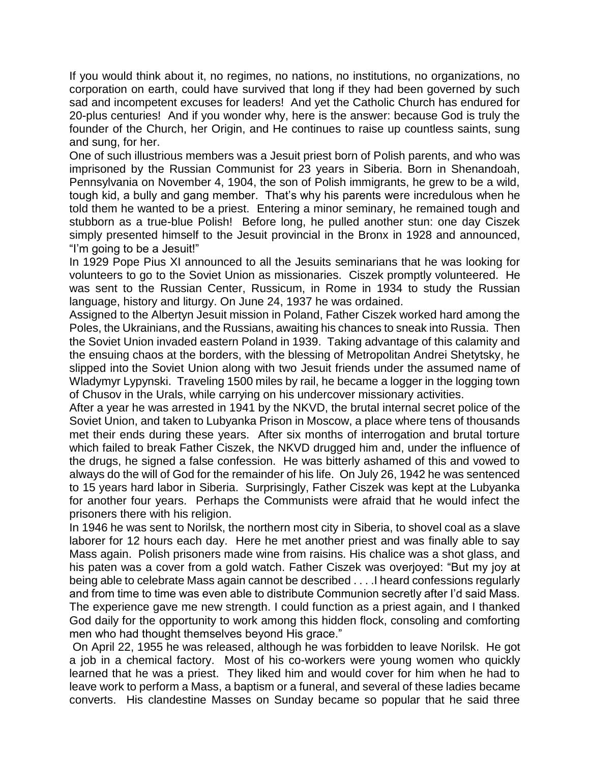If you would think about it, no regimes, no nations, no institutions, no organizations, no corporation on earth, could have survived that long if they had been governed by such sad and incompetent excuses for leaders! And yet the Catholic Church has endured for 20-plus centuries! And if you wonder why, here is the answer: because God is truly the founder of the Church, her Origin, and He continues to raise up countless saints, sung and sung, for her.

One of such illustrious members was a Jesuit priest born of Polish parents, and who was imprisoned by the Russian Communist for 23 years in Siberia. Born in Shenandoah, Pennsylvania on November 4, 1904, the son of Polish immigrants, he grew to be a wild, tough kid, a bully and gang member. That's why his parents were incredulous when he told them he wanted to be a priest. Entering a minor seminary, he remained tough and stubborn as a true-blue Polish! Before long, he pulled another stun: one day Ciszek simply presented himself to the Jesuit provincial in the Bronx in 1928 and announced, "I'm going to be a Jesuit!"

In 1929 Pope Pius XI announced to all the Jesuits seminarians that he was looking for volunteers to go to the Soviet Union as missionaries. Ciszek promptly volunteered. He was sent to the Russian Center, Russicum, in Rome in 1934 to study the Russian language, history and liturgy. On June 24, 1937 he was ordained.

Assigned to the Albertyn Jesuit mission in Poland, Father Ciszek worked hard among the Poles, the Ukrainians, and the Russians, awaiting his chances to sneak into Russia. Then the Soviet Union invaded eastern Poland in 1939. Taking advantage of this calamity and the ensuing chaos at the borders, with the blessing of Metropolitan Andrei Shetytsky, he slipped into the Soviet Union along with two Jesuit friends under the assumed name of Wladymyr Lypynski. Traveling 1500 miles by rail, he became a logger in the logging town of Chusov in the Urals, while carrying on his undercover missionary activities.

After a year he was arrested in 1941 by the NKVD, the brutal internal secret police of the Soviet Union, and taken to Lubyanka Prison in Moscow, a place where tens of thousands met their ends during these years. After six months of interrogation and brutal torture which failed to break Father Ciszek, the NKVD drugged him and, under the influence of the drugs, he signed a false confession. He was bitterly ashamed of this and vowed to always do the will of God for the remainder of his life. On July 26, 1942 he was sentenced to 15 years hard labor in Siberia. Surprisingly, Father Ciszek was kept at the Lubyanka for another four years. Perhaps the Communists were afraid that he would infect the prisoners there with his religion.

In 1946 he was sent to Norilsk, the northern most city in Siberia, to shovel coal as a slave laborer for 12 hours each day. Here he met another priest and was finally able to say Mass again. Polish prisoners made wine from raisins. His chalice was a shot glass, and his paten was a cover from a gold watch. Father Ciszek was overjoyed: "But my joy at being able to celebrate Mass again cannot be described . . . .I heard confessions regularly and from time to time was even able to distribute Communion secretly after I'd said Mass. The experience gave me new strength. I could function as a priest again, and I thanked God daily for the opportunity to work among this hidden flock, consoling and comforting men who had thought themselves beyond His grace."

On April 22, 1955 he was released, although he was forbidden to leave Norilsk. He got a job in a chemical factory. Most of his co-workers were young women who quickly learned that he was a priest. They liked him and would cover for him when he had to leave work to perform a Mass, a baptism or a funeral, and several of these ladies became converts. His clandestine Masses on Sunday became so popular that he said three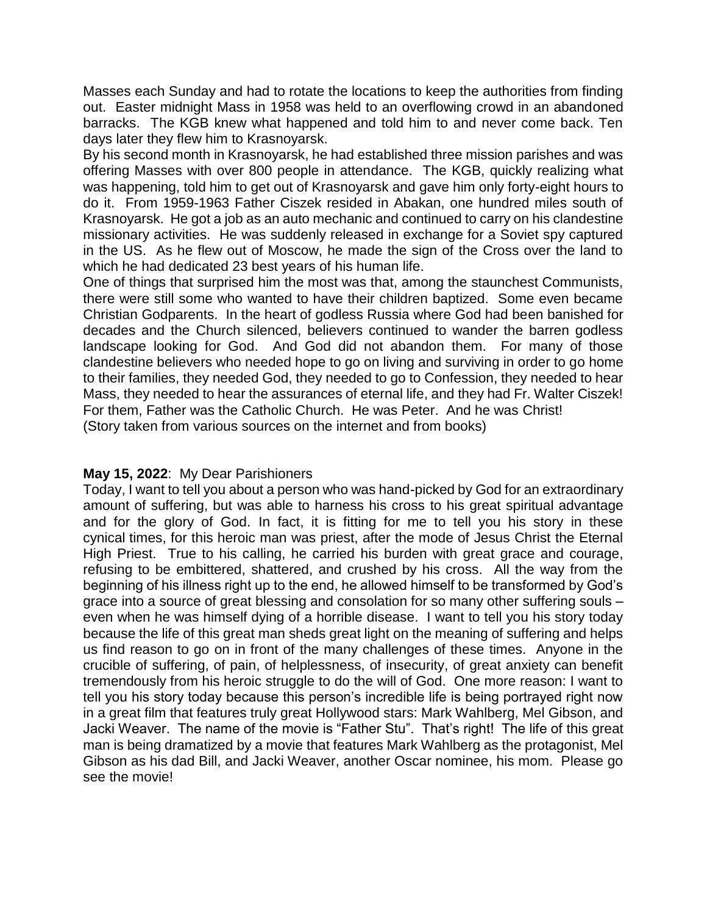Masses each Sunday and had to rotate the locations to keep the authorities from finding out. Easter midnight Mass in 1958 was held to an overflowing crowd in an abandoned barracks. The KGB knew what happened and told him to and never come back. Ten days later they flew him to Krasnoyarsk.

By his second month in Krasnoyarsk, he had established three mission parishes and was offering Masses with over 800 people in attendance. The KGB, quickly realizing what was happening, told him to get out of Krasnoyarsk and gave him only forty-eight hours to do it. From 1959-1963 Father Ciszek resided in Abakan, one hundred miles south of Krasnoyarsk. He got a job as an auto mechanic and continued to carry on his clandestine missionary activities. He was suddenly released in exchange for a Soviet spy captured in the US. As he flew out of Moscow, he made the sign of the Cross over the land to which he had dedicated 23 best years of his human life.

One of things that surprised him the most was that, among the staunchest Communists, there were still some who wanted to have their children baptized. Some even became Christian Godparents. In the heart of godless Russia where God had been banished for decades and the Church silenced, believers continued to wander the barren godless landscape looking for God. And God did not abandon them. For many of those clandestine believers who needed hope to go on living and surviving in order to go home to their families, they needed God, they needed to go to Confession, they needed to hear Mass, they needed to hear the assurances of eternal life, and they had Fr. Walter Ciszek! For them, Father was the Catholic Church. He was Peter. And he was Christ!

(Story taken from various sources on the internet and from books)

**May 15, 2022**: My Dear Parishioners

Today, I want to tell you about a person who was hand-picked by God for an extraordinary amount of suffering, but was able to harness his cross to his great spiritual advantage and for the glory of God. In fact, it is fitting for me to tell you his story in these cynical times, for this heroic man was priest, after the mode of Jesus Christ the Eternal High Priest. True to his calling, he carried his burden with great grace and courage, refusing to be embittered, shattered, and crushed by his cross. All the way from the beginning of his illness right up to the end, he allowed himself to be transformed by God's grace into a source of great blessing and consolation for so many other suffering souls – even when he was himself dying of a horrible disease. I want to tell you his story today because the life of this great man sheds great light on the meaning of suffering and helps us find reason to go on in front of the many challenges of these times. Anyone in the crucible of suffering, of pain, of helplessness, of insecurity, of great anxiety can benefit tremendously from his heroic struggle to do the will of God. One more reason: I want to tell you his story today because this person's incredible life is being portrayed right now in a great film that features truly great Hollywood stars: Mark Wahlberg, Mel Gibson, and Jacki Weaver. The name of the movie is "Father Stu". That's right! The life of this great man is being dramatized by a movie that features Mark Wahlberg as the protagonist, Mel Gibson as his dad Bill, and Jacki Weaver, another Oscar nominee, his mom. Please go see the movie!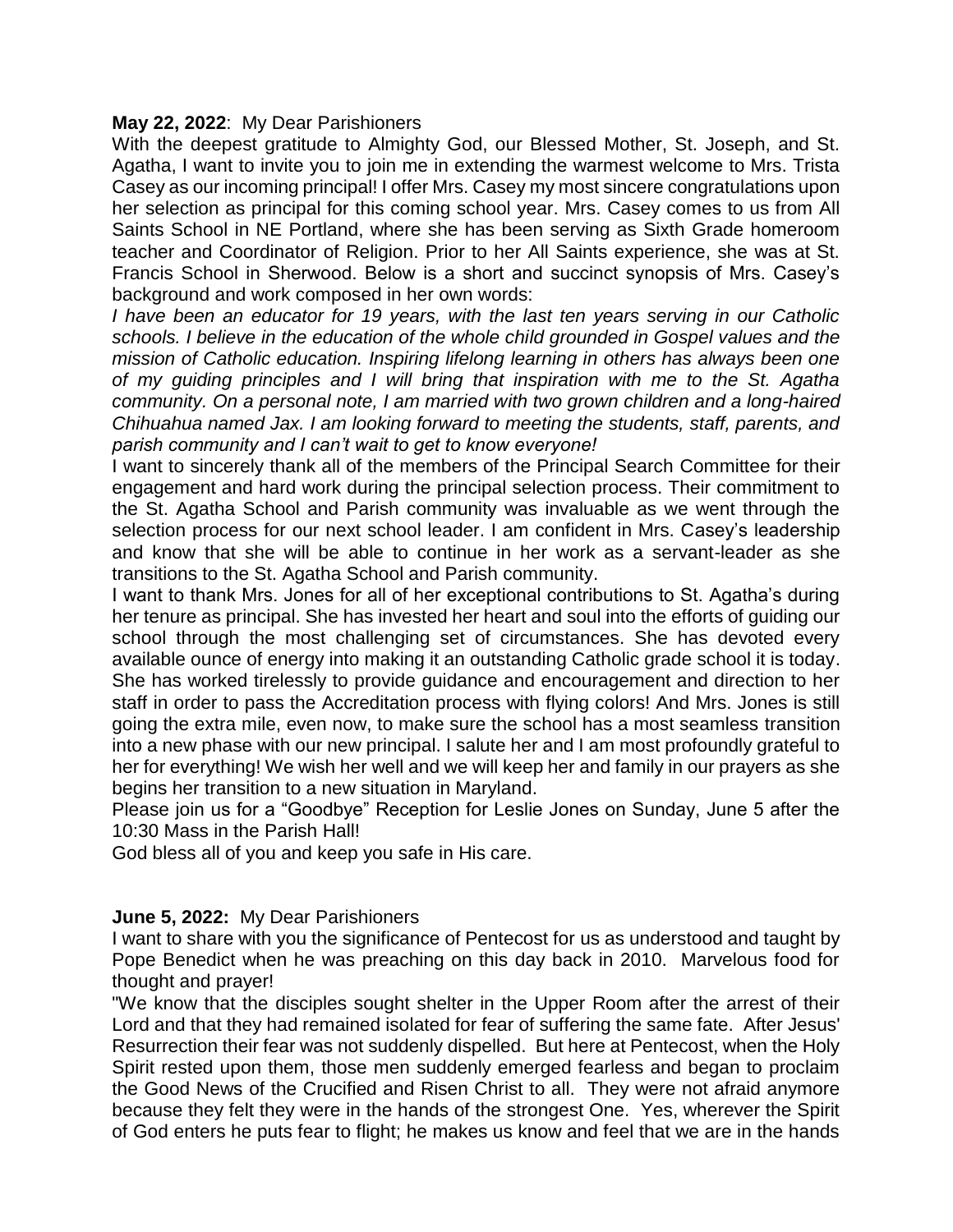**May 22, 2022**: My Dear Parishioners

With the deepest gratitude to Almighty God, our Blessed Mother, St. Joseph, and St. Agatha, I want to invite you to join me in extending the warmest welcome to Mrs. Trista Casey as our incoming principal! I offer Mrs. Casey my most sincere congratulations upon her selection as principal for this coming school year. Mrs. Casey comes to us from All Saints School in NE Portland, where she has been serving as Sixth Grade homeroom teacher and Coordinator of Religion. Prior to her All Saints experience, she was at St. Francis School in Sherwood. Below is a short and succinct synopsis of Mrs. Casey's background and work composed in her own words:

*I have been an educator for 19 years, with the last ten years serving in our Catholic schools. I believe in the education of the whole child grounded in Gospel values and the mission of Catholic education. Inspiring lifelong learning in others has always been one of my guiding principles and I will bring that inspiration with me to the St. Agatha community. On a personal note, I am married with two grown children and a long-haired Chihuahua named Jax. I am looking forward to meeting the students, staff, parents, and parish community and I can't wait to get to know everyone!*

I want to sincerely thank all of the members of the Principal Search Committee for their engagement and hard work during the principal selection process. Their commitment to the St. Agatha School and Parish community was invaluable as we went through the selection process for our next school leader. I am confident in Mrs. Casey's leadership and know that she will be able to continue in her work as a servant-leader as she transitions to the St. Agatha School and Parish community.

I want to thank Mrs. Jones for all of her exceptional contributions to St. Agatha's during her tenure as principal. She has invested her heart and soul into the efforts of guiding our school through the most challenging set of circumstances. She has devoted every available ounce of energy into making it an outstanding Catholic grade school it is today. She has worked tirelessly to provide guidance and encouragement and direction to her staff in order to pass the Accreditation process with flying colors! And Mrs. Jones is still going the extra mile, even now, to make sure the school has a most seamless transition into a new phase with our new principal. I salute her and I am most profoundly grateful to her for everything! We wish her well and we will keep her and family in our prayers as she begins her transition to a new situation in Maryland.

Please join us for a "Goodbye" Reception for Leslie Jones on Sunday, June 5 after the 10:30 Mass in the Parish Hall!

God bless all of you and keep you safe in His care.

**June 5, 2022:** My Dear Parishioners

I want to share with you the significance of Pentecost for us as understood and taught by Pope Benedict when he was preaching on this day back in 2010. Marvelous food for thought and prayer!

"We know that the disciples sought shelter in the Upper Room after the arrest of their Lord and that they had remained isolated for fear of suffering the same fate. After Jesus' Resurrection their fear was not suddenly dispelled. But here at Pentecost, when the Holy Spirit rested upon them, those men suddenly emerged fearless and began to proclaim the Good News of the Crucified and Risen Christ to all. They were not afraid anymore because they felt they were in the hands of the strongest One. Yes, wherever the Spirit of God enters he puts fear to flight; he makes us know and feel that we are in the hands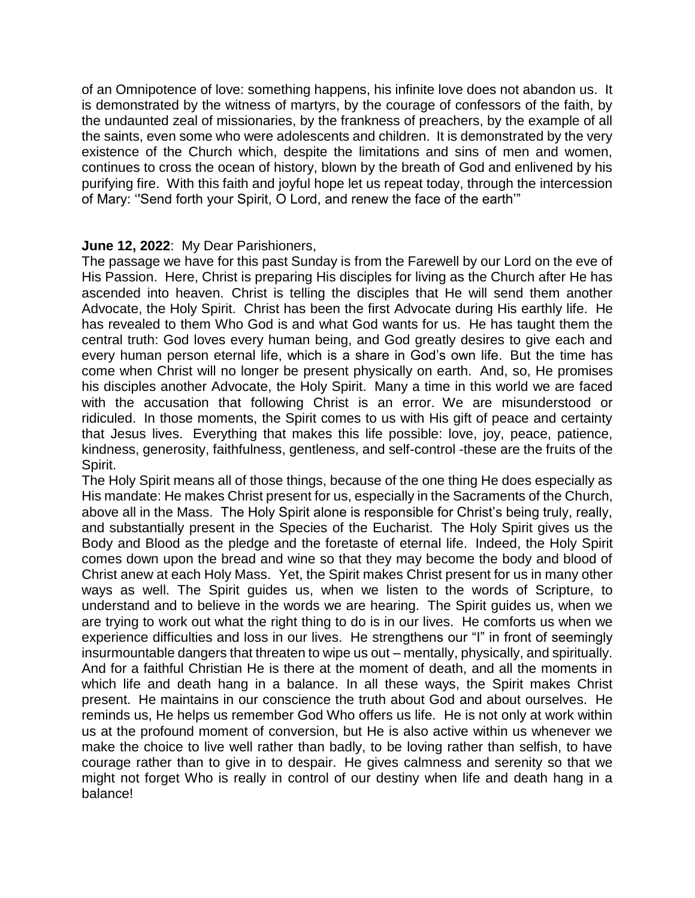of an Omnipotence of love: something happens, his infinite love does not abandon us. It is demonstrated by the witness of martyrs, by the courage of confessors of the faith, by the undaunted zeal of missionaries, by the frankness of preachers, by the example of all the saints, even some who were adolescents and children. It is demonstrated by the very existence of the Church which, despite the limitations and sins of men and women, continues to cross the ocean of history, blown by the breath of God and enlivened by his purifying fire. With this faith and joyful hope let us repeat today, through the intercession of Mary: ''Send forth your Spirit, O Lord, and renew the face of the earth'"

**June 12, 2022**: My Dear Parishioners,

The passage we have for this past Sunday is from the Farewell by our Lord on the eve of His Passion. Here, Christ is preparing His disciples for living as the Church after He has ascended into heaven. Christ is telling the disciples that He will send them another Advocate, the Holy Spirit. Christ has been the first Advocate during His earthly life. He has revealed to them Who God is and what God wants for us. He has taught them the central truth: God loves every human being, and God greatly desires to give each and every human person eternal life, which is a share in God's own life. But the time has come when Christ will no longer be present physically on earth. And, so, He promises his disciples another Advocate, the Holy Spirit. Many a time in this world we are faced with the accusation that following Christ is an error. We are misunderstood or ridiculed. In those moments, the Spirit comes to us with His gift of peace and certainty that Jesus lives. Everything that makes this life possible: love, joy, peace, patience, kindness, generosity, faithfulness, gentleness, and self-control -these are the fruits of the Spirit.

The Holy Spirit means all of those things, because of the one thing He does especially as His mandate: He makes Christ present for us, especially in the Sacraments of the Church, above all in the Mass. The Holy Spirit alone is responsible for Christ's being truly, really, and substantially present in the Species of the Eucharist. The Holy Spirit gives us the Body and Blood as the pledge and the foretaste of eternal life. Indeed, the Holy Spirit comes down upon the bread and wine so that they may become the body and blood of Christ anew at each Holy Mass. Yet, the Spirit makes Christ present for us in many other ways as well. The Spirit guides us, when we listen to the words of Scripture, to understand and to believe in the words we are hearing. The Spirit guides us, when we are trying to work out what the right thing to do is in our lives. He comforts us when we experience difficulties and loss in our lives. He strengthens our "I" in front of seemingly insurmountable dangers that threaten to wipe us out – mentally, physically, and spiritually. And for a faithful Christian He is there at the moment of death, and all the moments in which life and death hang in a balance. In all these ways, the Spirit makes Christ present. He maintains in our conscience the truth about God and about ourselves. He reminds us, He helps us remember God Who offers us life. He is not only at work within us at the profound moment of conversion, but He is also active within us whenever we make the choice to live well rather than badly, to be loving rather than selfish, to have courage rather than to give in to despair. He gives calmness and serenity so that we might not forget Who is really in control of our destiny when life and death hang in a balance!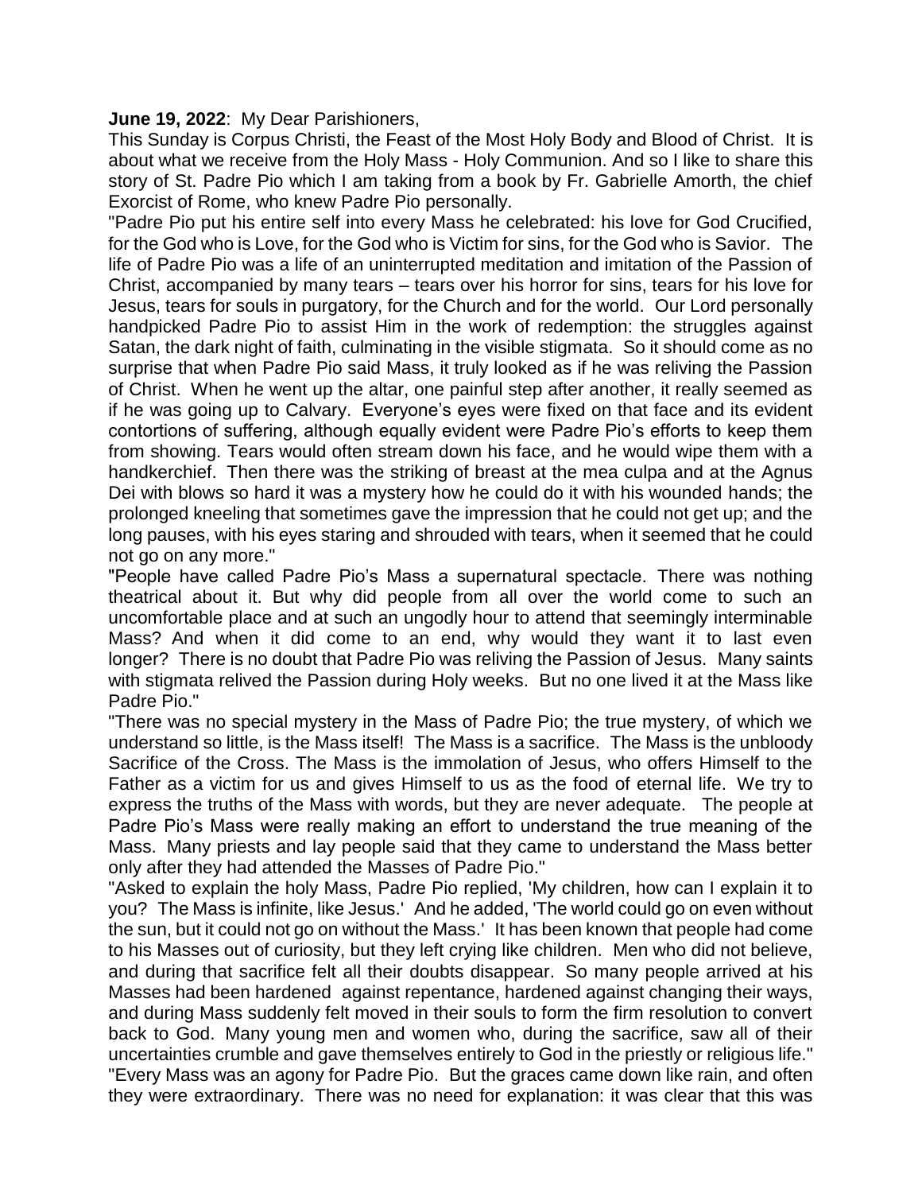**June 19, 2022**: My Dear Parishioners,

This Sunday is Corpus Christi, the Feast of the Most Holy Body and Blood of Christ. It is about what we receive from the Holy Mass - Holy Communion. And so I like to share this story of St. Padre Pio which I am taking from a book by Fr. Gabrielle Amorth, the chief Exorcist of Rome, who knew Padre Pio personally.

"Padre Pio put his entire self into every Mass he celebrated: his love for God Crucified, for the God who is Love, for the God who is Victim for sins, for the God who is Savior. The life of Padre Pio was a life of an uninterrupted meditation and imitation of the Passion of Christ, accompanied by many tears – tears over his horror for sins, tears for his love for Jesus, tears for souls in purgatory, for the Church and for the world. Our Lord personally handpicked Padre Pio to assist Him in the work of redemption: the struggles against Satan, the dark night of faith, culminating in the visible stigmata. So it should come as no surprise that when Padre Pio said Mass, it truly looked as if he was reliving the Passion of Christ. When he went up the altar, one painful step after another, it really seemed as if he was going up to Calvary. Everyone's eyes were fixed on that face and its evident contortions of suffering, although equally evident were Padre Pio's efforts to keep them from showing. Tears would often stream down his face, and he would wipe them with a handkerchief. Then there was the striking of breast at the mea culpa and at the Agnus Dei with blows so hard it was a mystery how he could do it with his wounded hands; the prolonged kneeling that sometimes gave the impression that he could not get up; and the long pauses, with his eyes staring and shrouded with tears, when it seemed that he could not go on any more."

"People have called Padre Pio's Mass a supernatural spectacle. There was nothing theatrical about it. But why did people from all over the world come to such an uncomfortable place and at such an ungodly hour to attend that seemingly interminable Mass? And when it did come to an end, why would they want it to last even longer? There is no doubt that Padre Pio was reliving the Passion of Jesus. Many saints with stigmata relived the Passion during Holy weeks. But no one lived it at the Mass like Padre Pio."

"There was no special mystery in the Mass of Padre Pio; the true mystery, of which we understand so little, is the Mass itself! The Mass is a sacrifice. The Mass is the unbloody Sacrifice of the Cross. The Mass is the immolation of Jesus, who offers Himself to the Father as a victim for us and gives Himself to us as the food of eternal life. We try to express the truths of the Mass with words, but they are never adequate. The people at Padre Pio's Mass were really making an effort to understand the true meaning of the Mass. Many priests and lay people said that they came to understand the Mass better only after they had attended the Masses of Padre Pio."

"Asked to explain the holy Mass, Padre Pio replied, 'My children, how can I explain it to you? The Mass is infinite, like Jesus.' And he added, 'The world could go on even without the sun, but it could not go on without the Mass.' It has been known that people had come to his Masses out of curiosity, but they left crying like children. Men who did not believe, and during that sacrifice felt all their doubts disappear. So many people arrived at his Masses had been hardened against repentance, hardened against changing their ways, and during Mass suddenly felt moved in their souls to form the firm resolution to convert back to God. Many young men and women who, during the sacrifice, saw all of their uncertainties crumble and gave themselves entirely to God in the priestly or religious life."

"Every Mass was an agony for Padre Pio. But the graces came down like rain, and often they were extraordinary. There was no need for explanation: it was clear that this was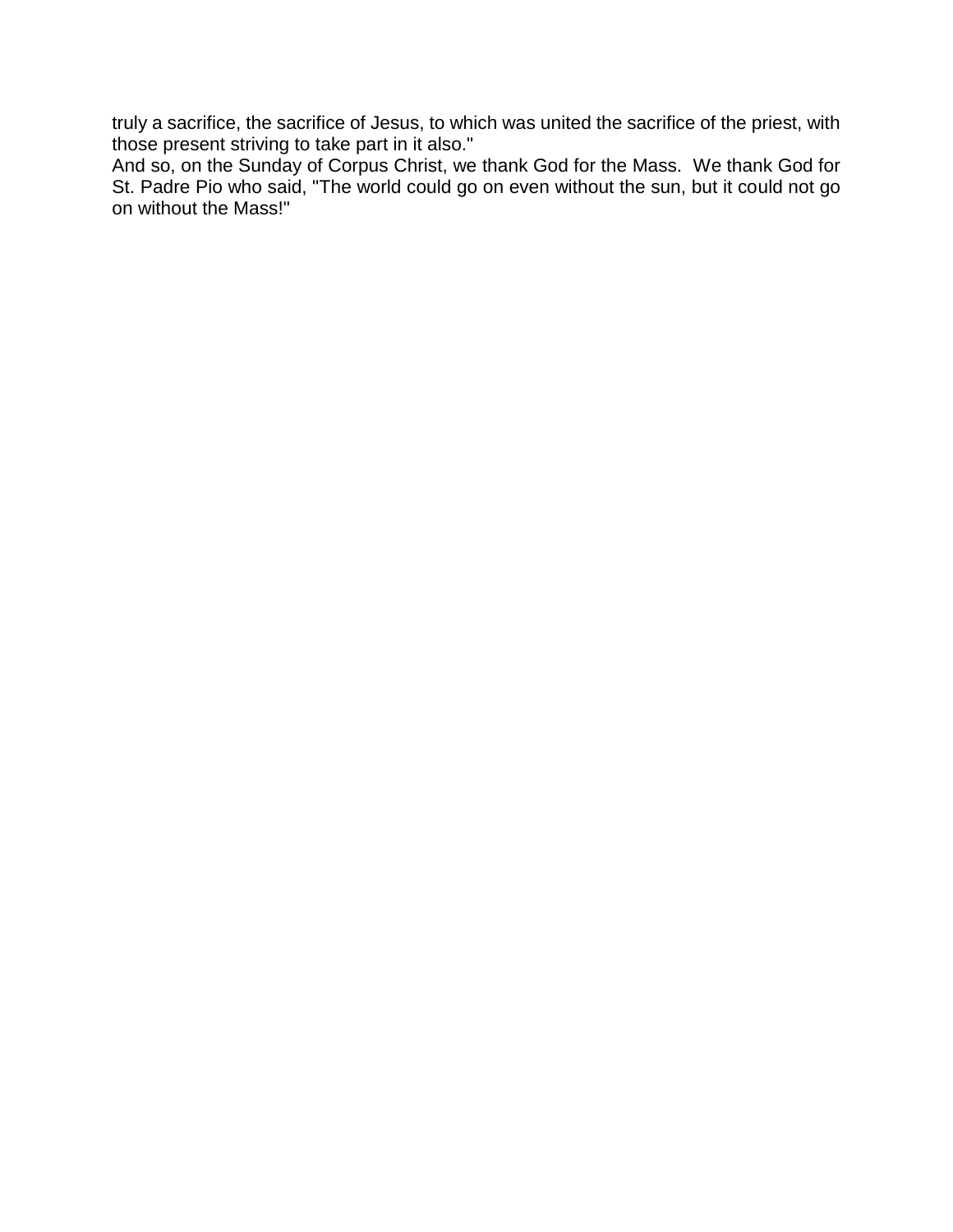truly a sacrifice, the sacrifice of Jesus, to which was united the sacrifice of the priest, with those present striving to take part in it also."

And so, on the Sunday of Corpus Christ, we thank God for the Mass. We thank God for St. Padre Pio who said, "The world could go on even without the sun, but it could not go on without the Mass!"